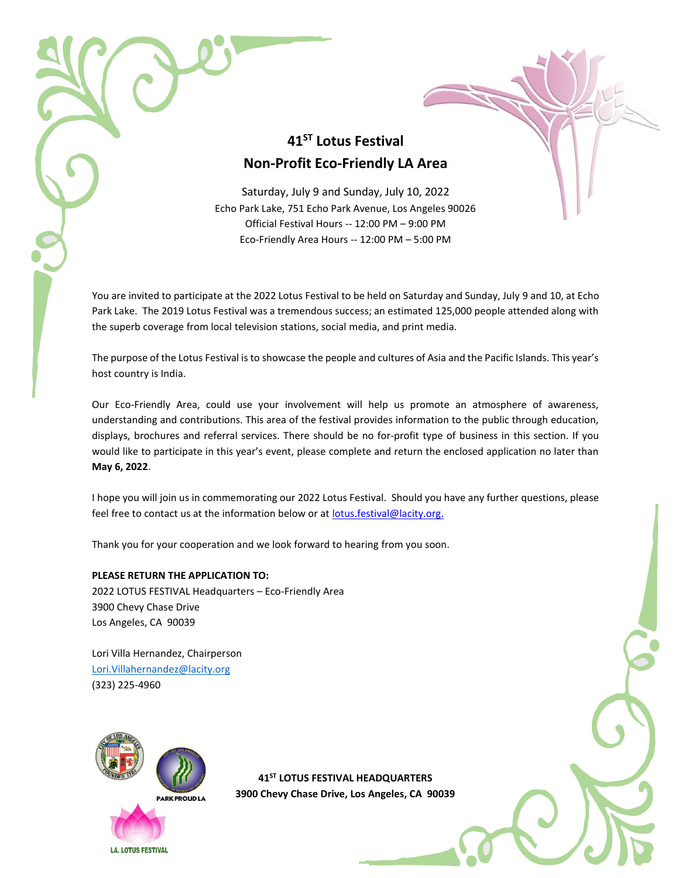# 41ST Lotus Festival
# Non-Profit Eco-Friendly LA Area

Saturday, July 9 and Sunday, July 10, 2022
Echo Park Lake, 751 Echo Park Avenue, Los Angeles 90026
Official Festival Hours -- 12:00 PM – 9:00 PM
Eco-Friendly Area Hours -- 12:00 PM – 5:00 PM

You are invited to participate at the 2022 Lotus Festival to be held on Saturday and Sunday, July 9 and 10, at Echo Park Lake. The 2019 Lotus Festival was a tremendous success; an estimated 125,000 people attended along with the superb coverage from local television stations, social media, and print media.

The purpose of the Lotus Festival is to showcase the people and cultures of Asia and the Pacific Islands. This year's host country is India.

Our Eco-Friendly Area, could use your involvement will help us promote an atmosphere of awareness, understanding and contributions. This area of the festival provides information to the public through education, displays, brochures and referral services. There should be no for-profit type of business in this section. If you would like to participate in this year's event, please complete and return the enclosed application no later than **May 6, 2022**.

I hope you will join us in commemorating our 2022 Lotus Festival. Should you have any further questions, please feel free to contact us at the information below or at lotus.festival@lacity.org.

Thank you for your cooperation and we look forward to hearing from you soon.

**PLEASE RETURN THE APPLICATION TO:**
2022 LOTUS FESTIVAL Headquarters – Eco-Friendly Area
3900 Chevy Chase Drive
Los Angeles, CA 90039

Lori Villa Hernandez, Chairperson
Lori.Villahernandez@lacity.org
(323) 225-4960

PARK PROUD LA

LA. LOTUS FESTIVAL

**41ST LOTUS FESTIVAL HEADQUARTERS**
**3900 Chevy Chase Drive, Los Angeles, CA 90039**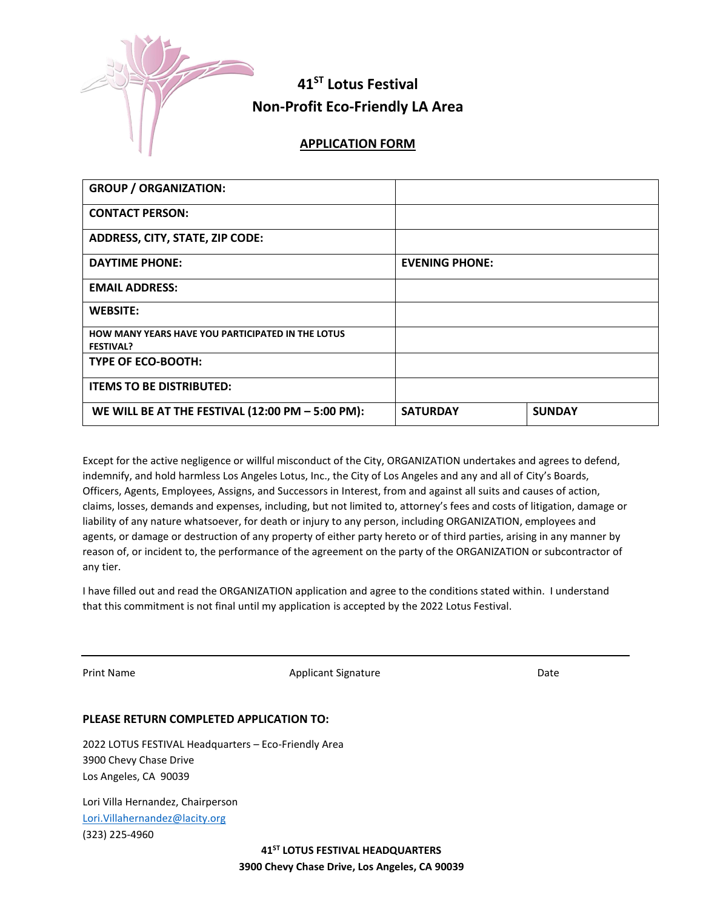# 41ST Lotus Festival
## Non-Profit Eco-Friendly LA Area

### APPLICATION FORM

| | | |
|---|---|---|
| **GROUP / ORGANIZATION:** | | |
| **CONTACT PERSON:** | | |
| **ADDRESS, CITY, STATE, ZIP CODE:** | | |
| **DAYTIME PHONE:** | **EVENING PHONE:** | |
| **EMAIL ADDRESS:** | | |
| **WEBSITE:** | | |
| **HOW MANY YEARS HAVE YOU PARTICIPATED IN THE LOTUS FESTIVAL?** | | |
| **TYPE OF ECO-BOOTH:** | | |
| **ITEMS TO BE DISTRIBUTED:** | | |
| **WE WILL BE AT THE FESTIVAL (12:00 PM – 5:00 PM):** | **SATURDAY** | **SUNDAY** |

Except for the active negligence or willful misconduct of the City, ORGANIZATION undertakes and agrees to defend, indemnify, and hold harmless Los Angeles Lotus, Inc., the City of Los Angeles and any and all of City's Boards, Officers, Agents, Employees, Assigns, and Successors in Interest, from and against all suits and causes of action, claims, losses, demands and expenses, including, but not limited to, attorney's fees and costs of litigation, damage or liability of any nature whatsoever, for death or injury to any person, including ORGANIZATION, employees and agents, or damage or destruction of any property of either party hereto or of third parties, arising in any manner by reason of, or incident to, the performance of the agreement on the party of the ORGANIZATION or subcontractor of any tier.

I have filled out and read the ORGANIZATION application and agree to the conditions stated within. I understand that this commitment is not final until my application is accepted by the 2022 Lotus Festival.

Print Name　　　　　Applicant Signature　　　　　Date

**PLEASE RETURN COMPLETED APPLICATION TO:**

2022 LOTUS FESTIVAL Headquarters – Eco-Friendly Area
3900 Chevy Chase Drive
Los Angeles, CA 90039

Lori Villa Hernandez, Chairperson
Lori.Villahernandez@lacity.org
(323) 225-4960

**41ST LOTUS FESTIVAL HEADQUARTERS**
**3900 Chevy Chase Drive, Los Angeles, CA 90039**